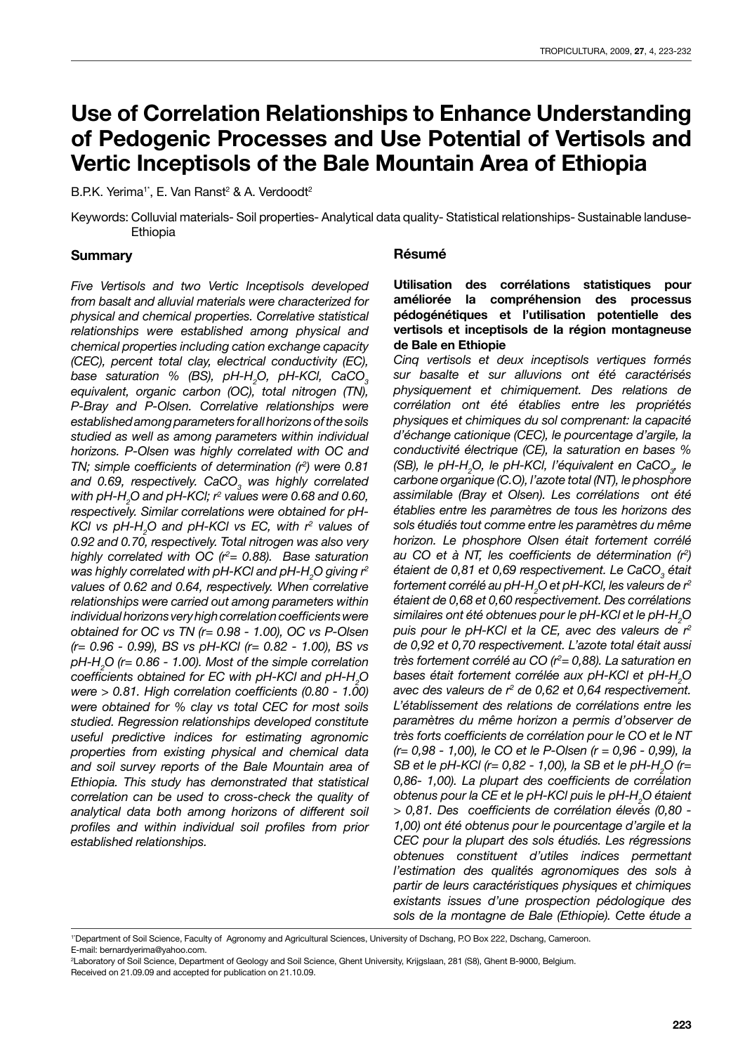# Use of Correlation Relationships to Enhance Understanding of Pedogenic Processes and Use Potential of Vertisols and Vertic Inceptisols of the Bale Mountain Area of Ethiopia

B.P.K. Yerima[1*], E. Van Ranst[2] & A. Verdoodt[2]

Keywords: Colluvial materials- Soil properties- Analytical data quality- Statistical relationships- Sustainable landuse- Ethiopia

## Summary

*Five Vertisols and two Vertic Inceptisols developed from basalt and alluvial materials were characterized for physical and chemical properties. Correlative statistical relationships were established among physical and chemical properties including cation exchange capacity (CEC), percent total clay, electrical conductivity (EC), base saturation % (BS), pH-$H_2O$, pH-KCl, $CaCO_3$ equivalent, organic carbon (OC), total nitrogen (TN), P-Bray and P-Olsen. Correlative relationships were established among parameters for all horizons of the soils studied as well as among parameters within individual horizons. P-Olsen was highly correlated with OC and TN; simple coefficients of determination ($r^2$) were 0.81 and 0.69, respectively. $CaCO_3$ was highly correlated with pH-$H_2O$ and pH-KCl; $r^2$ values were 0.68 and 0.60, respectively. Similar correlations were obtained for pH-KCl vs pH-$H_2O$ and pH-KCl vs EC, with $r^2$ values of 0.92 and 0.70, respectively. Total nitrogen was also very highly correlated with OC ($r^2$= 0.88). Base saturation was highly correlated with pH-KCl and pH-$H_2O$ giving $r^2$ values of 0.62 and 0.64, respectively. When correlative relationships were carried out among parameters within individual horizons very high correlation coefficients were obtained for OC vs TN (r= 0.98 - 1.00), OC vs P-Olsen (r= 0.96 - 0.99), BS vs pH-KCl (r= 0.82 - 1.00), BS vs pH-$H_2O$ (r= 0.86 - 1.00). Most of the simple correlation coefficients obtained for EC with pH-KCl and pH-$H_2O$ were > 0.81. High correlation coefficients (0.80 - 1.00) were obtained for % clay vs total CEC for most soils studied. Regression relationships developed constitute useful predictive indices for estimating agronomic properties from existing physical and chemical data and soil survey reports of the Bale Mountain area of Ethiopia. This study has demonstrated that statistical correlation can be used to cross-check the quality of analytical data both among horizons of different soil profiles and within individual soil profiles from prior established relationships.*

## Résumé

**Utilisation des corrélations statistiques pour améliorée la compréhension des processus pédogénétiques et l'utilisation potentielle des vertisols et inceptisols de la région montagneuse de Bale en Ethiopie**

*Cinq vertisols et deux inceptisols vertiques formés sur basalte et sur alluvions ont été caractérisés physiquement et chimiquement. Des relations de corrélation ont été établies entre les propriétés physiques et chimiques du sol comprenant: la capacité d'échange cationique (CEC), le pourcentage d'argile, la conductivité électrique (CE), la saturation en bases % (SB), le pH-$H_2O$, le pH-KCl, l'équivalent en $CaCO_3$, le carbone organique (C.O), l'azote total (NT), le phosphore assimilable (Bray et Olsen). Les corrélations ont été établies entre les paramètres de tous les horizons des sols étudiés tout comme entre les paramètres du même horizon. Le phosphore Olsen était fortement corrélé au CO et à NT, les coefficients de détermination ($r^2$) étaient de 0,81 et 0,69 respectivement. Le $CaCO_3$ était fortement corrélé au pH-$H_2O$ et pH-KCl, les valeurs de $r^2$ étaient de 0,68 et 0,60 respectivement. Des corrélations similaires ont été obtenues pour le pH-KCl et le pH-$H_2O$ puis pour le pH-KCl et la CE, avec des valeurs de $r^2$ de 0,92 et 0,70 respectivement. L'azote total était aussi très fortement corrélé au CO ($r^2$= 0,88). La saturation en bases était fortement corrélée aux pH-KCl et pH-$H_2O$ avec des valeurs de $r^2$ de 0,62 et 0,64 respectivement. L'établissement des relations de corrélations entre les paramètres du même horizon a permis d'observer de très forts coefficients de corrélation pour le CO et le NT (r= 0,98 - 1,00), le CO et le P-Olsen (r = 0,96 - 0,99), la SB et le pH-KCl (r= 0,82 - 1,00), la SB et le pH-$H_2O$ (r= 0,86- 1,00). La plupart des coefficients de corrélation obtenus pour la CE et le pH-KCl puis le pH-$H_2O$ étaient > 0,81. Des coefficients de corrélation élevés (0,80 - 1,00) ont été obtenus pour le pourcentage d'argile et la CEC pour la plupart des sols étudiés. Les régressions obtenues constituent d'utiles indices permettant l'estimation des qualités agronomiques des sols à partir de leurs caractéristiques physiques et chimiques existants issues d'une prospection pédologique des sols de la montagne de Bale (Ethiopie). Cette étude a*

[1*]Department of Soil Science, Faculty of Agronomy and Agricultural Sciences, University of Dschang, P.O Box 222, Dschang, Cameroon.
E-mail: bernardyerima@yahoo.com.

[2]Laboratory of Soil Science, Department of Geology and Soil Science, Ghent University, Krijgslaan, 281 (S8), Ghent B-9000, Belgium.

Received on 21.09.09 and accepted for publication on 21.10.09.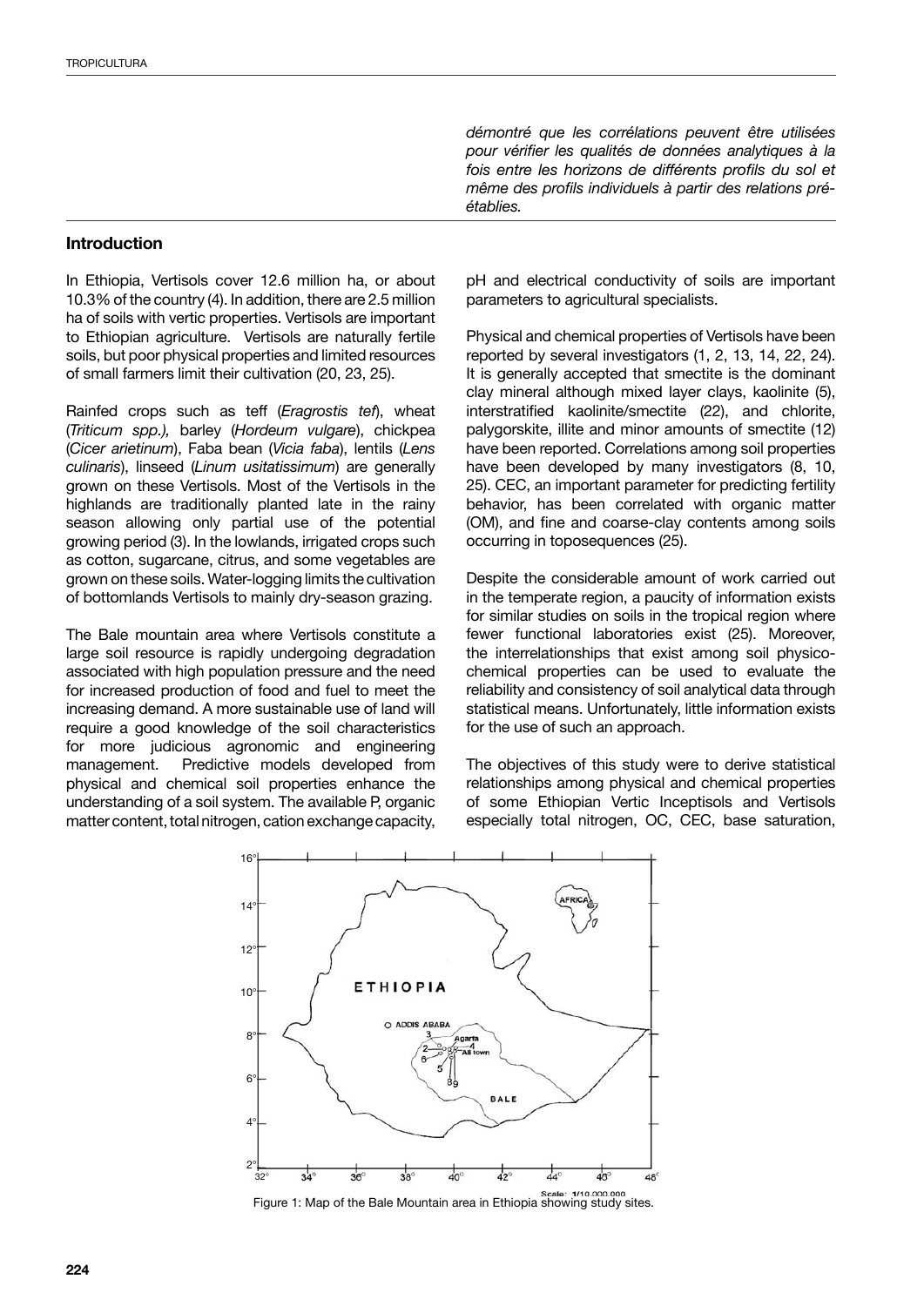*démontré que les corrélations peuvent être utilisées pour vérifier les qualités de données analytiques à la fois entre les horizons de différents profils du sol et même des profils individuels à partir des relations pré-établies.*

## Introduction

In Ethiopia, Vertisols cover 12.6 million ha, or about 10.3% of the country (4). In addition, there are 2.5 million ha of soils with vertic properties. Vertisols are important to Ethiopian agriculture. Vertisols are naturally fertile soils, but poor physical properties and limited resources of small farmers limit their cultivation (20, 23, 25).

Rainfed crops such as teff (*Eragrostis tef*), wheat (*Triticum spp.),* barley (*Hordeum vulgare*), chickpea (*Cicer arietinum*), Faba bean (*Vicia faba*), lentils (*Lens culinaris*), linseed (*Linum usitatissimum*) are generally grown on these Vertisols. Most of the Vertisols in the highlands are traditionally planted late in the rainy season allowing only partial use of the potential growing period (3). In the lowlands, irrigated crops such as cotton, sugarcane, citrus, and some vegetables are grown on these soils. Water-logging limits the cultivation of bottomlands Vertisols to mainly dry-season grazing.

The Bale mountain area where Vertisols constitute a large soil resource is rapidly undergoing degradation associated with high population pressure and the need for increased production of food and fuel to meet the increasing demand. A more sustainable use of land will require a good knowledge of the soil characteristics for more judicious agronomic and engineering management. Predictive models developed from physical and chemical soil properties enhance the understanding of a soil system. The available P, organic matter content, total nitrogen, cation exchange capacity, pH and electrical conductivity of soils are important parameters to agricultural specialists.

Physical and chemical properties of Vertisols have been reported by several investigators (1, 2, 13, 14, 22, 24). It is generally accepted that smectite is the dominant clay mineral although mixed layer clays, kaolinite (5), interstratified kaolinite/smectite (22), and chlorite, palygorskite, illite and minor amounts of smectite (12) have been reported. Correlations among soil properties have been developed by many investigators (8, 10, 25). CEC, an important parameter for predicting fertility behavior, has been correlated with organic matter (OM), and fine and coarse-clay contents among soils occurring in toposequences (25).

Despite the considerable amount of work carried out in the temperate region, a paucity of information exists for similar studies on soils in the tropical region where fewer functional laboratories exist (25). Moreover, the interrelationships that exist among soil physico-chemical properties can be used to evaluate the reliability and consistency of soil analytical data through statistical means. Unfortunately, little information exists for the use of such an approach.

The objectives of this study were to derive statistical relationships among physical and chemical properties of some Ethiopian Vertic Inceptisols and Vertisols especially total nitrogen, OC, CEC, base saturation,

Figure 1: Map of the Bale Mountain area in Ethiopia showing study sites.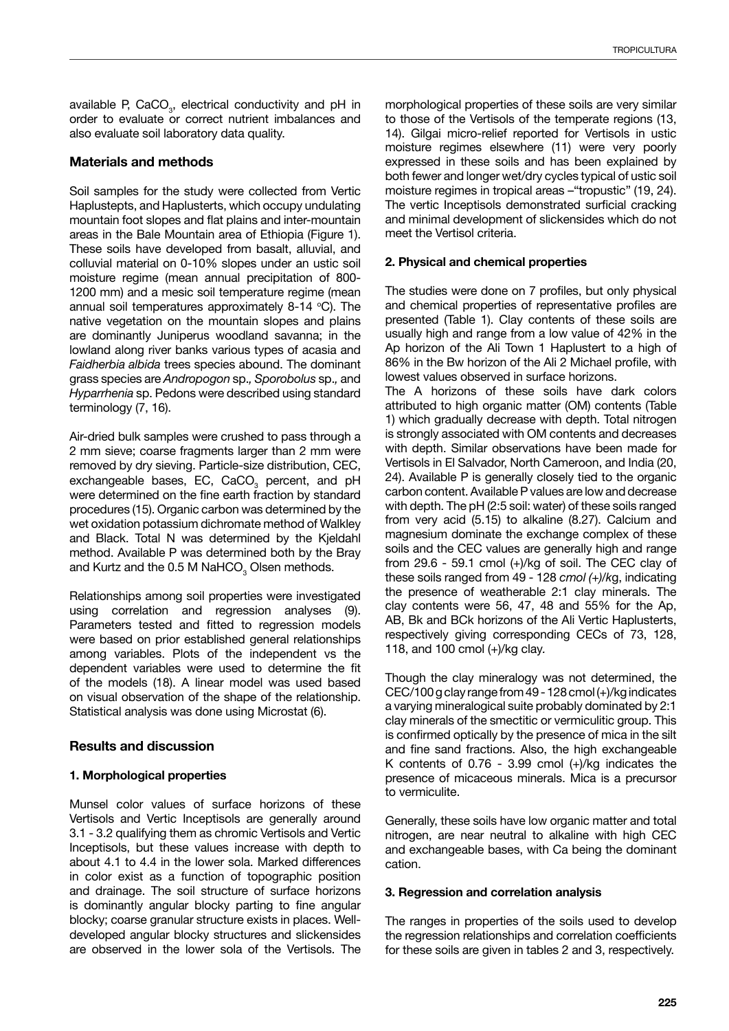available P, $CaCO_3$, electrical conductivity and pH in order to evaluate or correct nutrient imbalances and also evaluate soil laboratory data quality.

## Materials and methods

Soil samples for the study were collected from Vertic Haplustepts, and Haplusterts, which occupy undulating mountain foot slopes and flat plains and inter-mountain areas in the Bale Mountain area of Ethiopia (Figure 1). These soils have developed from basalt, alluvial, and colluvial material on 0-10% slopes under an ustic soil moisture regime (mean annual precipitation of 800-1200 mm) and a mesic soil temperature regime (mean annual soil temperatures approximately 8-14 °C). The native vegetation on the mountain slopes and plains are dominantly Juniperus woodland savanna; in the lowland along river banks various types of acasia and *Faidherbia albida* trees species abound. The dominant grass species are *Andropogon* sp., *Sporobolus* sp., and *Hyparrhenia* sp. Pedons were described using standard terminology (7, 16).

Air-dried bulk samples were crushed to pass through a 2 mm sieve; coarse fragments larger than 2 mm were removed by dry sieving. Particle-size distribution, CEC, exchangeable bases, EC, $CaCO_3$ percent, and pH were determined on the fine earth fraction by standard procedures (15). Organic carbon was determined by the wet oxidation potassium dichromate method of Walkley and Black. Total N was determined by the Kjeldahl method. Available P was determined both by the Bray and Kurtz and the 0.5 M $NaHCO_3$ Olsen methods.

Relationships among soil properties were investigated using correlation and regression analyses (9). Parameters tested and fitted to regression models were based on prior established general relationships among variables. Plots of the independent vs the dependent variables were used to determine the fit of the models (18). A linear model was used based on visual observation of the shape of the relationship. Statistical analysis was done using Microstat (6).

## Results and discussion

### 1. Morphological properties

Munsel color values of surface horizons of these Vertisols and Vertic Inceptisols are generally around 3.1 - 3.2 qualifying them as chromic Vertisols and Vertic Inceptisols, but these values increase with depth to about 4.1 to 4.4 in the lower sola. Marked differences in color exist as a function of topographic position and drainage. The soil structure of surface horizons is dominantly angular blocky parting to fine angular blocky; coarse granular structure exists in places. Well-developed angular blocky structures and slickensides are observed in the lower sola of the Vertisols. The morphological properties of these soils are very similar to those of the Vertisols of the temperate regions (13, 14). Gilgai micro-relief reported for Vertisols in ustic moisture regimes elsewhere (11) were very poorly expressed in these soils and has been explained by both fewer and longer wet/dry cycles typical of ustic soil moisture regimes in tropical areas –"tropustic" (19, 24). The vertic Inceptisols demonstrated surficial cracking and minimal development of slickensides which do not meet the Vertisol criteria.

### 2. Physical and chemical properties

The studies were done on 7 profiles, but only physical and chemical properties of representative profiles are presented (Table 1). Clay contents of these soils are usually high and range from a low value of 42% in the Ap horizon of the Ali Town 1 Haplustert to a high of 86% in the Bw horizon of the Ali 2 Michael profile, with lowest values observed in surface horizons.

The A horizons of these soils have dark colors attributed to high organic matter (OM) contents (Table 1) which gradually decrease with depth. Total nitrogen is strongly associated with OM contents and decreases with depth. Similar observations have been made for Vertisols in El Salvador, North Cameroon, and India (20, 24). Available P is generally closely tied to the organic carbon content. Available P values are low and decrease with depth. The pH (2:5 soil: water) of these soils ranged from very acid (5.15) to alkaline (8.27). Calcium and magnesium dominate the exchange complex of these soils and the CEC values are generally high and range from 29.6 - 59.1 cmol (+)/kg of soil. The CEC clay of these soils ranged from 49 - 128 *cmol (+)/k*g, indicating the presence of weatherable 2:1 clay minerals. The clay contents were 56, 47, 48 and 55% for the Ap, AB, Bk and BCk horizons of the Ali Vertic Haplusterts, respectively giving corresponding CECs of 73, 128, 118, and 100 cmol (+)/kg clay.

Though the clay mineralogy was not determined, the CEC/100 g clay range from 49 - 128 cmol (+)/kg indicates a varying mineralogical suite probably dominated by 2:1 clay minerals of the smectitic or vermiculitic group. This is confirmed optically by the presence of mica in the silt and fine sand fractions. Also, the high exchangeable K contents of 0.76 - 3.99 cmol (+)/kg indicates the presence of micaceous minerals. Mica is a precursor to vermiculite.

Generally, these soils have low organic matter and total nitrogen, are near neutral to alkaline with high CEC and exchangeable bases, with Ca being the dominant cation.

### 3. Regression and correlation analysis

The ranges in properties of the soils used to develop the regression relationships and correlation coefficients for these soils are given in tables 2 and 3, respectively.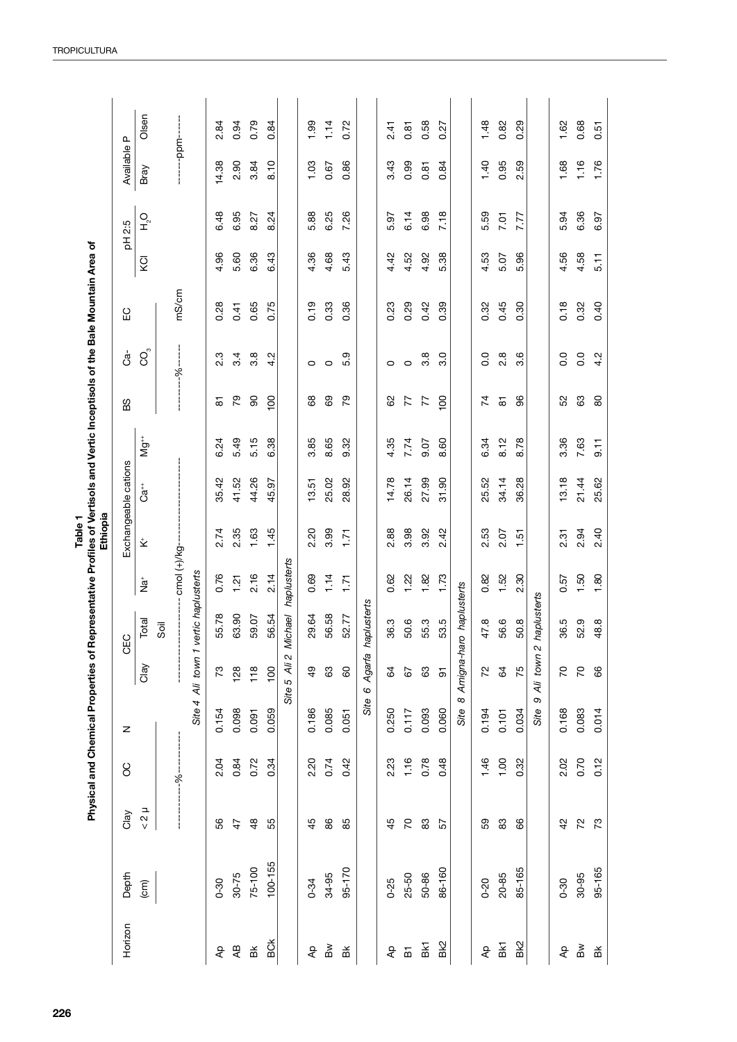**Table 1**
**Physical and Chemical Properties of Representative Profiles of Vertisols and Vertic Inceptisols of the Bale Mountain Area of Ethiopia**

| Horizon | Depth | Clay | OC | N | CEC | | Exchangeable cations | | | | BS | Ca-CO$_3$ | EC | pH 2:5 | | Available P | |
|---|---|---|---|---|---|---|---|---|---|---|---|---|---|---|---|---|---|
| | (cm) | < 2 μ | | | Clay | Total Soil | $Na^+$ | $K^+$ | $Ca^{++}$ | $Mg^{++}$ | | | | KCl | $H_2O$ | Bray | Olsen |
| | | -------------%---------- | | | ---------------------------------- cmol (+)/kg---------------------------------- | | | | | | ---------%------ | | mS/cm | | | --------ppm-------- | |
| | | | | | *Site 4 Ali town 1 vertic haplusterts* | | | | | | | | | | | | |
| Ap | 0-30 | 56 | 2.04 | 0.154 | 73 | 55.78 | 0.76 | 2.74 | 35.42 | 6.24 | 81 | 2.3 | 0.28 | 4.96 | 6.48 | 14.38 | 2.84 |
| AB | 30-75 | 47 | 0.84 | 0.098 | 128 | 63.90 | 1.21 | 2.35 | 41.52 | 5.49 | 79 | 3.4 | 0.41 | 5.60 | 6.95 | 2.90 | 0.94 |
| Bk | 75-100 | 48 | 0.72 | 0.091 | 118 | 59.07 | 2.16 | 1.63 | 44.26 | 5.15 | 90 | 3.8 | 0.65 | 6.36 | 8.27 | 3.84 | 0.79 |
| BCk | 100-155 | 55 | 0.34 | 0.059 | 100 | 56.54 | 2.14 | 1.45 | 45.97 | 6.38 | 100 | 4.2 | 0.75 | 6.43 | 8.24 | 8.10 | 0.84 |
| | | | | | *Site 5 Ali 2 Michael haplusterts* | | | | | | | | | | | | |
| Ap | 0-34 | 45 | 2.20 | 0.186 | 49 | 29.64 | 0.69 | 2.20 | 13.51 | 3.85 | 68 | 0 | 0.19 | 4.36 | 5.88 | 1.03 | 1.99 |
| Bw | 34-95 | 86 | 0.74 | 0.085 | 63 | 56.58 | 1.14 | 3.99 | 25.02 | 8.65 | 69 | 0 | 0.33 | 4.68 | 6.25 | 0.67 | 1.14 |
| Bk | 95-170 | 85 | 0.42 | 0.051 | 60 | 52.77 | 1.71 | 1.71 | 28.92 | 9.32 | 79 | 5.9 | 0.36 | 5.43 | 7.26 | 0.86 | 0.72 |
| | | | | | *Site 6 Agarfa haplusterts* | | | | | | | | | | | | |
| Ap | 0-25 | 45 | 2.23 | 0.250 | 64 | 36.3 | 0.62 | 2.88 | 14.78 | 4.35 | 62 | 0 | 0.23 | 4.42 | 5.97 | 3.43 | 2.41 |
| B1 | 25-50 | 70 | 1.16 | 0.117 | 67 | 50.6 | 1.22 | 3.98 | 26.14 | 7.74 | 77 | 0 | 0.29 | 4.52 | 6.14 | 0.99 | 0.81 |
| Bk1 | 50-86 | 83 | 0.78 | 0.093 | 63 | 55.3 | 1.82 | 3.92 | 27.99 | 9.07 | 77 | 3.8 | 0.42 | 4.92 | 6.98 | 0.81 | 0.58 |
| Bk2 | 86-160 | 57 | 0.48 | 0.060 | 91 | 53.5 | 1.73 | 2.42 | 31.90 | 8.60 | 100 | 3.0 | 0.39 | 5.38 | 7.18 | 0.84 | 0.27 |
| | | | | | *Site 8 Amigna-haro haplusterts* | | | | | | | | | | | | |
| Ap | 0-20 | 59 | 1.46 | 0.194 | 72 | 47.8 | 0.82 | 2.53 | 25.52 | 6.34 | 74 | 0.0 | 0.32 | 4.53 | 5.59 | 1.40 | 1.48 |
| Bk1 | 20-85 | 83 | 1.00 | 0.101 | 64 | 56.6 | 1.52 | 2.07 | 34.14 | 8.12 | 81 | 2.8 | 0.45 | 5.07 | 7.01 | 0.95 | 0.82 |
| Bk2 | 85-165 | 66 | 0.32 | 0.034 | 75 | 50.8 | 2.30 | 1.51 | 36.28 | 8.78 | 96 | 3.6 | 0.30 | 5.96 | 7.77 | 2.59 | 0.29 |
| | | | | | *Site 9 Ali town 2 haplusterts* | | | | | | | | | | | | |
| Ap | 0-30 | 42 | 2.02 | 0.168 | 70 | 36.5 | 0.57 | 2.31 | 13.18 | 3.36 | 52 | 0.0 | 0.18 | 4.56 | 5.94 | 1.68 | 1.62 |
| Bw | 30-95 | 72 | 0.70 | 0.083 | 70 | 52.9 | 1.50 | 2.94 | 21.44 | 7.63 | 63 | 0.0 | 0.32 | 4.58 | 6.36 | 1.16 | 0.68 |
| Bk | 95-165 | 73 | 0.12 | 0.014 | 66 | 48.8 | 1.80 | 2.40 | 25.62 | 9.11 | 80 | 4.2 | 0.40 | 5.11 | 6.97 | 1.76 | 0.51 |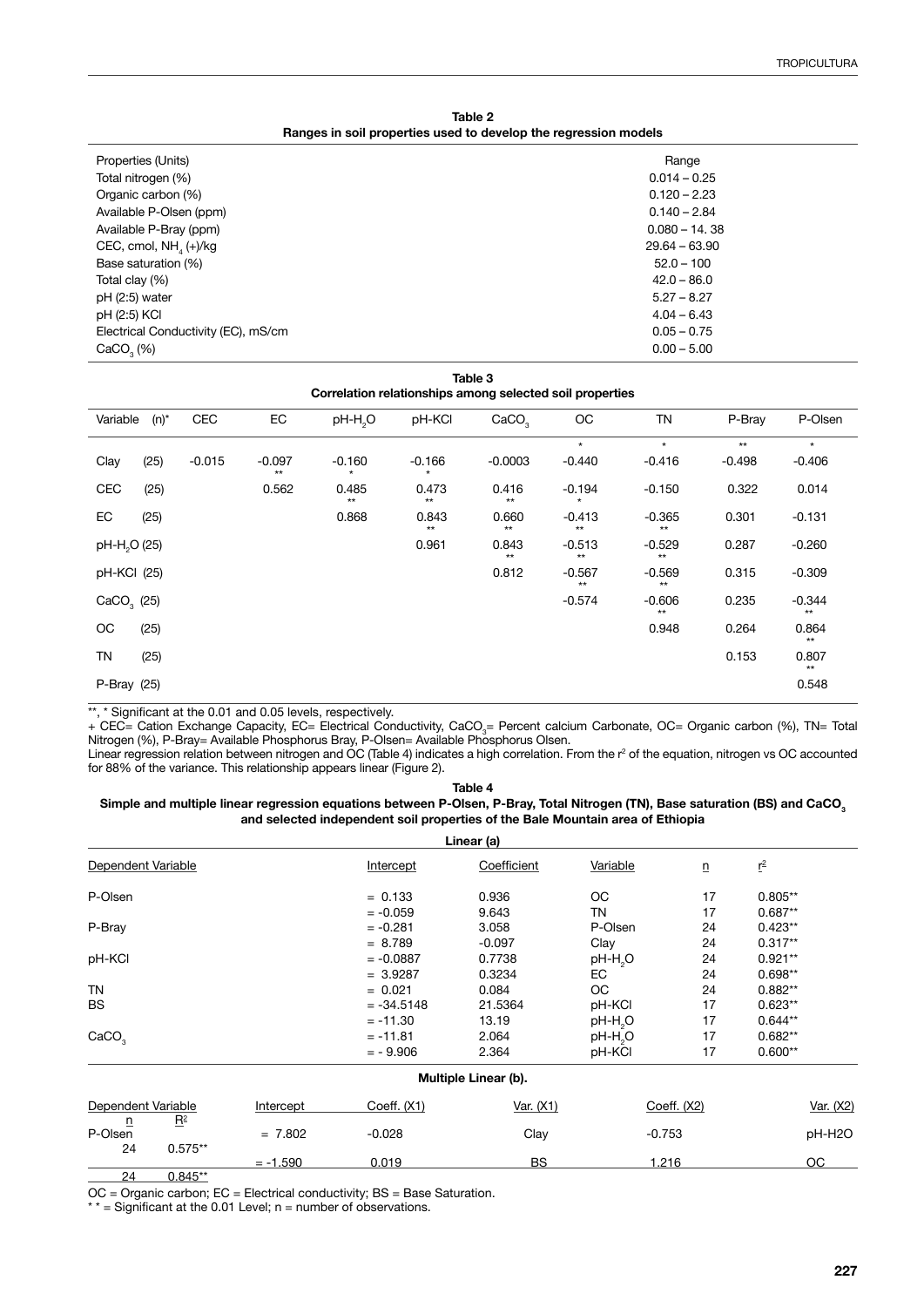**Table 2**
**Ranges in soil properties used to develop the regression models**

| Properties (Units) | Range |
|---|---|
| Total nitrogen (%) | 0.014 – 0.25 |
| Organic carbon (%) | 0.120 – 2.23 |
| Available P-Olsen (ppm) | 0.140 – 2.84 |
| Available P-Bray (ppm) | 0.080 – 14. 38 |
| CEC, cmol, $NH_4$ (+)/kg | 29.64 – 63.90 |
| Base saturation (%) | 52.0 – 100 |
| Total clay (%) | 42.0 – 86.0 |
| pH (2:5) water | 5.27 – 8.27 |
| pH (2:5) KCl | 4.04 – 6.43 |
| Electrical Conductivity (EC), mS/cm | 0.05 – 0.75 |
| $CaCO_3$ (%) | 0.00 – 5.00 |

**Table 3**
**Correlation relationships among selected soil properties**

| Variable | (n)* | CEC | EC | pH-$H_2O$ | pH-KCl | $CaCO_3$ | OC | TN | P-Bray | P-Olsen |
|---|---|---|---|---|---|---|---|---|---|---|
| Clay | (25) | -0.015 | -0.097** | -0.160* | -0.166* | -0.0003 | -0.440* | -0.416* | -0.498** | -0.406* |
| CEC | (25) | | 0.562 | 0.485** | 0.473** | 0.416** | -0.194* | -0.150 | 0.322 | 0.014 |
| EC | (25) | | | 0.868 | 0.843** | 0.660** | -0.413** | -0.365** | 0.301 | -0.131 |
| pH-$H_2O$ | (25) | | | | 0.961 | 0.843** | -0.513** | -0.529** | 0.287 | -0.260 |
| pH-KCl | (25) | | | | | 0.812 | -0.567** | -0.569** | 0.315 | -0.309 |
| $CaCO_3$ | (25) | | | | | | -0.574 | -0.606** | 0.235 | -0.344** |
| OC | (25) | | | | | | | 0.948 | 0.264 | 0.864** |
| TN | (25) | | | | | | | | 0.153 | 0.807** |
| P-Bray | (25) | | | | | | | | | 0.548 |

**, * Significant at the 0.01 and 0.05 levels, respectively.
+ CEC= Cation Exchange Capacity, EC= Electrical Conductivity, $CaCO_3$= Percent calcium Carbonate, OC= Organic carbon (%), TN= Total Nitrogen (%), P-Bray= Available Phosphorus Bray, P-Olsen= Available Phosphorus Olsen.

Linear regression relation between nitrogen and OC (Table 4) indicates a high correlation. From the $r^2$ of the equation, nitrogen vs OC accounted for 88% of the variance. This relationship appears linear (Figure 2).

**Table 4**
**Simple and multiple linear regression equations between P-Olsen, P-Bray, Total Nitrogen (TN), Base saturation (BS) and $CaCO_3$ and selected independent soil properties of the Bale Mountain area of Ethiopia**

**Linear (a)**

| Dependent Variable | Intercept | Coefficient | Variable | n | $r^2$ |
|---|---|---|---|---|---|
| P-Olsen | = 0.133 | 0.936 | OC | 17 | 0.805** |
| | = -0.059 | 9.643 | TN | 17 | 0.687** |
| P-Bray | = -0.281 | 3.058 | P-Olsen | 24 | 0.423** |
| | = 8.789 | -0.097 | Clay | 24 | 0.317** |
| pH-KCl | = -0.0887 | 0.7738 | pH-$H_2O$ | 24 | 0.921** |
| | = 3.9287 | 0.3234 | EC | 24 | 0.698** |
| TN | = 0.021 | 0.084 | OC | 24 | 0.882** |
| BS | = -34.5148 | 21.5364 | pH-KCl | 17 | 0.623** |
| | = -11.30 | 13.19 | pH-$H_2O$ | 17 | 0.644** |
| $CaCO_3$ | = -11.81 | 2.064 | pH-$H_2O$ | 17 | 0.682** |
| | = - 9.906 | 2.364 | pH-KCl | 17 | 0.600** |

**Multiple Linear (b).**

| Dependent Variable | n | $R^2$ | Intercept | Coeff. (X1) | Var. (X1) | Coeff. (X2) | Var. (X2) |
|---|---|---|---|---|---|---|---|
| P-Olsen | 24 | 0.575** | = 7.802 | -0.028 | Clay | -0.753 | pH-H2O |
| | 24 | 0.845** | = -1.590 | 0.019 | BS | 1.216 | OC |

OC = Organic carbon; EC = Electrical conductivity; BS = Base Saturation.
* * = Significant at the 0.01 Level; n = number of observations.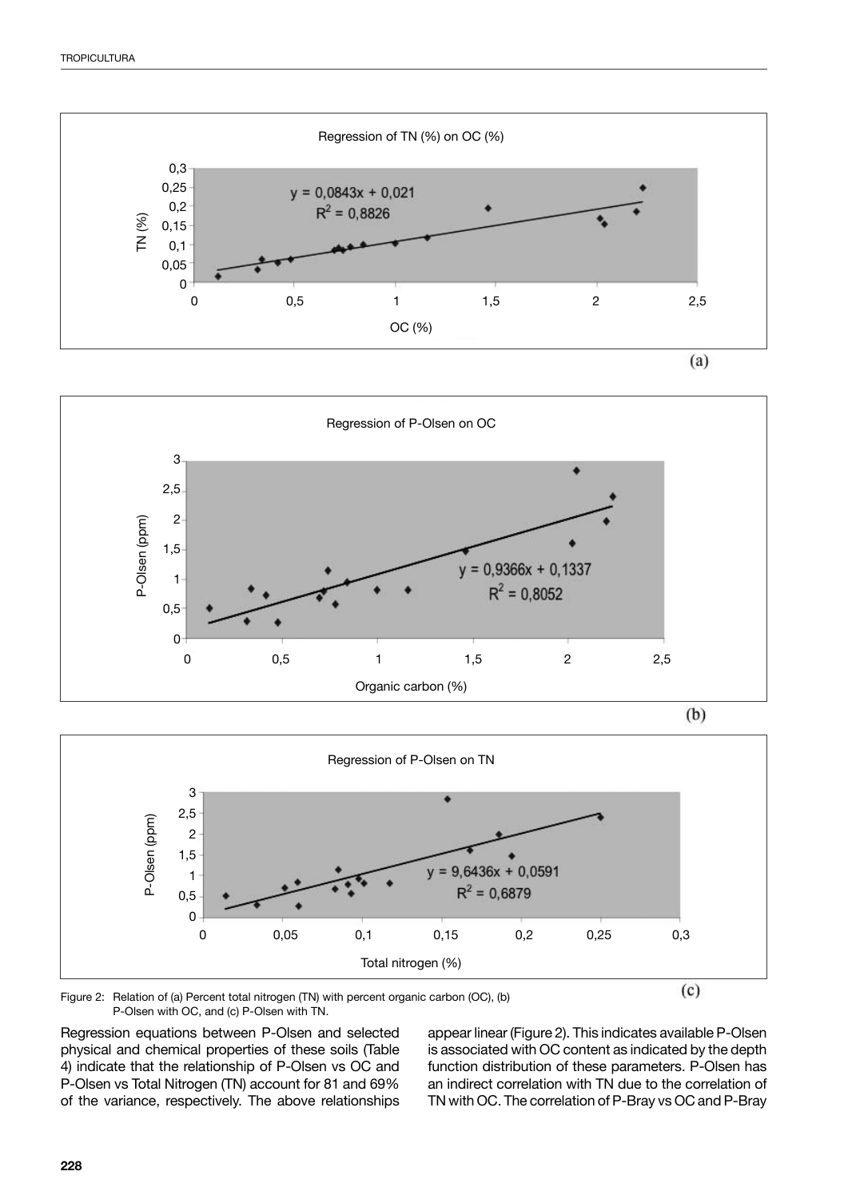Figure 2: Relation of (a) Percent total nitrogen (TN) with percent organic carbon (OC), (b) P-Olsen with OC, and (c) P-Olsen with TN.

Regression equations between P-Olsen and selected physical and chemical properties of these soils (Table 4) indicate that the relationship of P-Olsen vs OC and P-Olsen vs Total Nitrogen (TN) account for 81 and 69% of the variance, respectively. The above relationships appear linear (Figure 2). This indicates available P-Olsen is associated with OC content as indicated by the depth function distribution of these parameters. P-Olsen has an indirect correlation with TN due to the correlation of TN with OC. The correlation of P-Bray vs OC and P-Bray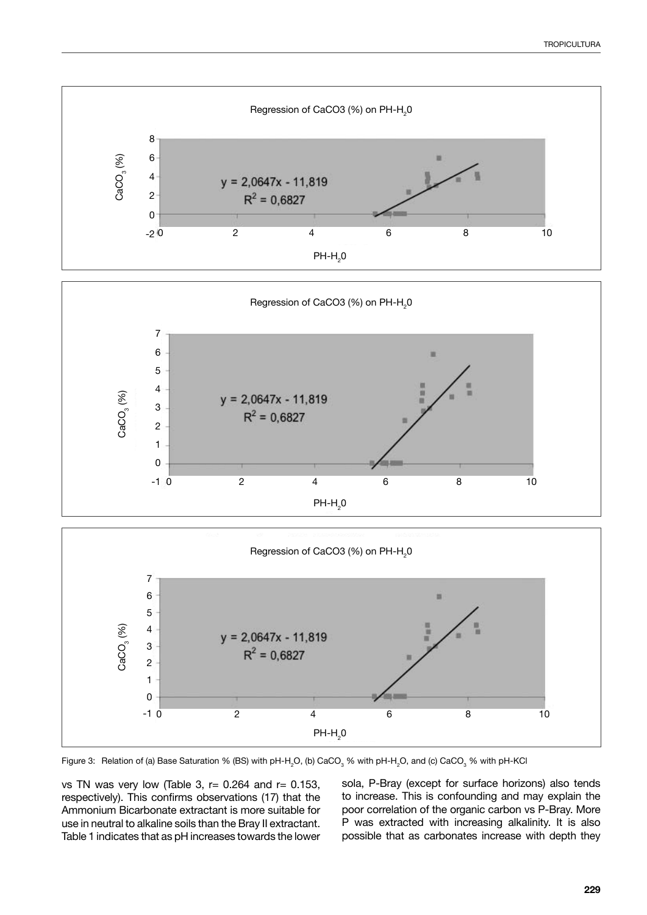Figure 3: Relation of (a) Base Saturation % (BS) with pH-$H_2O$, (b) $CaCO_3$ % with pH-$H_2O$, and (c) $CaCO_3$ % with pH-KCl

vs TN was very low (Table 3, r= 0.264 and r= 0.153, respectively). This confirms observations (17) that the Ammonium Bicarbonate extractant is more suitable for use in neutral to alkaline soils than the Bray II extractant. Table 1 indicates that as pH increases towards the lower sola, P-Bray (except for surface horizons) also tends to increase. This is confounding and may explain the poor correlation of the organic carbon vs P-Bray. More P was extracted with increasing alkalinity. It is also possible that as carbonates increase with depth they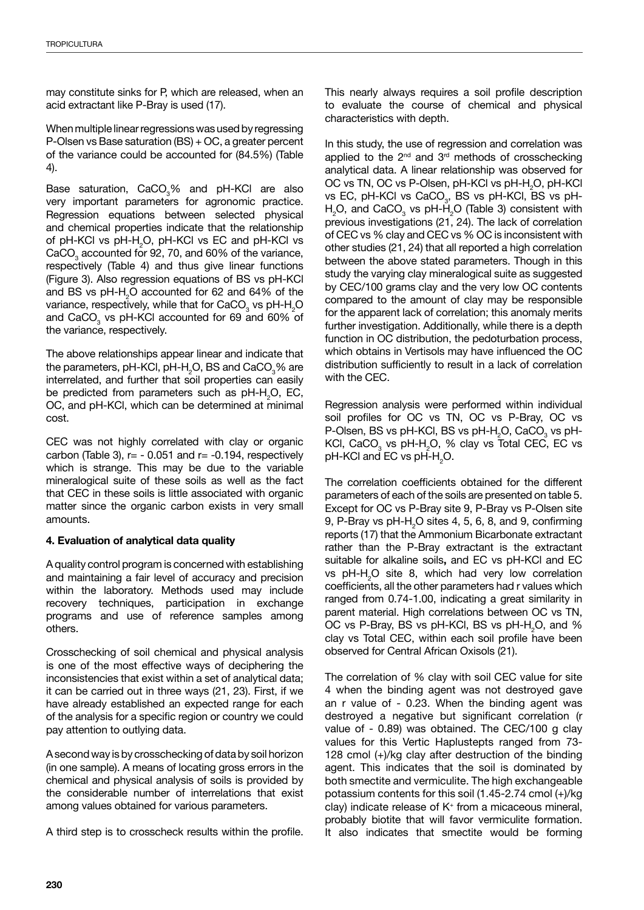may constitute sinks for P, which are released, when an acid extractant like P-Bray is used (17).

When multiple linear regressions was used by regressing P-Olsen vs Base saturation (BS) + OC, a greater percent of the variance could be accounted for (84.5%) (Table 4).

Base saturation, $CaCO_3$% and pH-KCl are also very important parameters for agronomic practice. Regression equations between selected physical and chemical properties indicate that the relationship of pH-KCl vs pH-$H_2O$, pH-KCl vs EC and pH-KCl vs $CaCO_3$ accounted for 92, 70, and 60% of the variance, respectively (Table 4) and thus give linear functions (Figure 3). Also regression equations of BS vs pH-KCl and BS vs pH-$H_2O$ accounted for 62 and 64% of the variance, respectively, while that for $CaCO_3$ vs pH-$H_2O$ and $CaCO_3$ vs pH-KCl accounted for 69 and 60% of the variance, respectively.

The above relationships appear linear and indicate that the parameters, pH-KCl, pH-$H_2O$, BS and $CaCO_3$% are interrelated, and further that soil properties can easily be predicted from parameters such as pH-$H_2O$, EC, OC, and pH-KCl, which can be determined at minimal cost.

CEC was not highly correlated with clay or organic carbon (Table 3), $r= -0.051$ and $r= -0.194$, respectively which is strange. This may be due to the variable mineralogical suite of these soils as well as the fact that CEC in these soils is little associated with organic matter since the organic carbon exists in very small amounts.

#### 4. Evaluation of analytical data quality

A quality control program is concerned with establishing and maintaining a fair level of accuracy and precision within the laboratory. Methods used may include recovery techniques, participation in exchange programs and use of reference samples among others.

Crosschecking of soil chemical and physical analysis is one of the most effective ways of deciphering the inconsistencies that exist within a set of analytical data; it can be carried out in three ways (21, 23). First, if we have already established an expected range for each of the analysis for a specific region or country we could pay attention to outlying data.

A second way is by crosschecking of data by soil horizon (in one sample). A means of locating gross errors in the chemical and physical analysis of soils is provided by the considerable number of interrelations that exist among values obtained for various parameters.

A third step is to crosscheck results within the profile. This nearly always requires a soil profile description to evaluate the course of chemical and physical characteristics with depth.

In this study, the use of regression and correlation was applied to the 2nd and 3rd methods of crosschecking analytical data. A linear relationship was observed for OC vs TN, OC vs P-Olsen, pH-KCl vs pH-$H_2O$, pH-KCl vs EC, pH-KCl vs $CaCO_3$, BS vs pH-KCl, BS vs pH-$H_2O$, and $CaCO_3$ vs pH-$H_2O$ (Table 3) consistent with previous investigations (21, 24). The lack of correlation of CEC vs % clay and CEC vs % OC is inconsistent with other studies (21, 24) that all reported a high correlation between the above stated parameters. Though in this study the varying clay mineralogical suite as suggested by CEC/100 grams clay and the very low OC contents compared to the amount of clay may be responsible for the apparent lack of correlation; this anomaly merits further investigation. Additionally, while there is a depth function in OC distribution, the pedoturbation process, which obtains in Vertisols may have influenced the OC distribution sufficiently to result in a lack of correlation with the CEC.

Regression analysis were performed within individual soil profiles for OC vs TN, OC vs P-Bray, OC vs P-Olsen, BS vs pH-KCl, BS vs pH-$H_2O$, $CaCO_3$ vs pH-KCl, $CaCO_3$ vs pH-$H_2O$, % clay vs Total CEC, EC vs pH-KCl and EC vs pH-$H_2O$.

The correlation coefficients obtained for the different parameters of each of the soils are presented on table 5. Except for OC vs P-Bray site 9, P-Bray vs P-Olsen site 9, P-Bray vs pH-$H_2O$ sites 4, 5, 6, 8, and 9, confirming reports (17) that the Ammonium Bicarbonate extractant rather than the P-Bray extractant is the extractant suitable for alkaline soils**,** and EC vs pH-KCl and EC vs pH-$H_2O$ site 8, which had very low correlation coefficients, all the other parameters had r values which ranged from 0.74-1.00, indicating a great similarity in parent material. High correlations between OC vs TN, OC vs P-Bray, BS vs pH-KCl, BS vs pH-$H_2O$, and % clay vs Total CEC, within each soil profile have been observed for Central African Oxisols (21).

The correlation of % clay with soil CEC value for site 4 when the binding agent was not destroyed gave an r value of - 0.23. When the binding agent was destroyed a negative but significant correlation (r value of - 0.89) was obtained. The CEC/100 g clay values for this Vertic Haplustepts ranged from 73-128 cmol (+)/kg clay after destruction of the binding agent. This indicates that the soil is dominated by both smectite and vermiculite. The high exchangeable potassium contents for this soil (1.45-2.74 cmol (+)/kg clay) indicate release of $K^+$ from a micaceous mineral, probably biotite that will favor vermiculite formation. It also indicates that smectite would be forming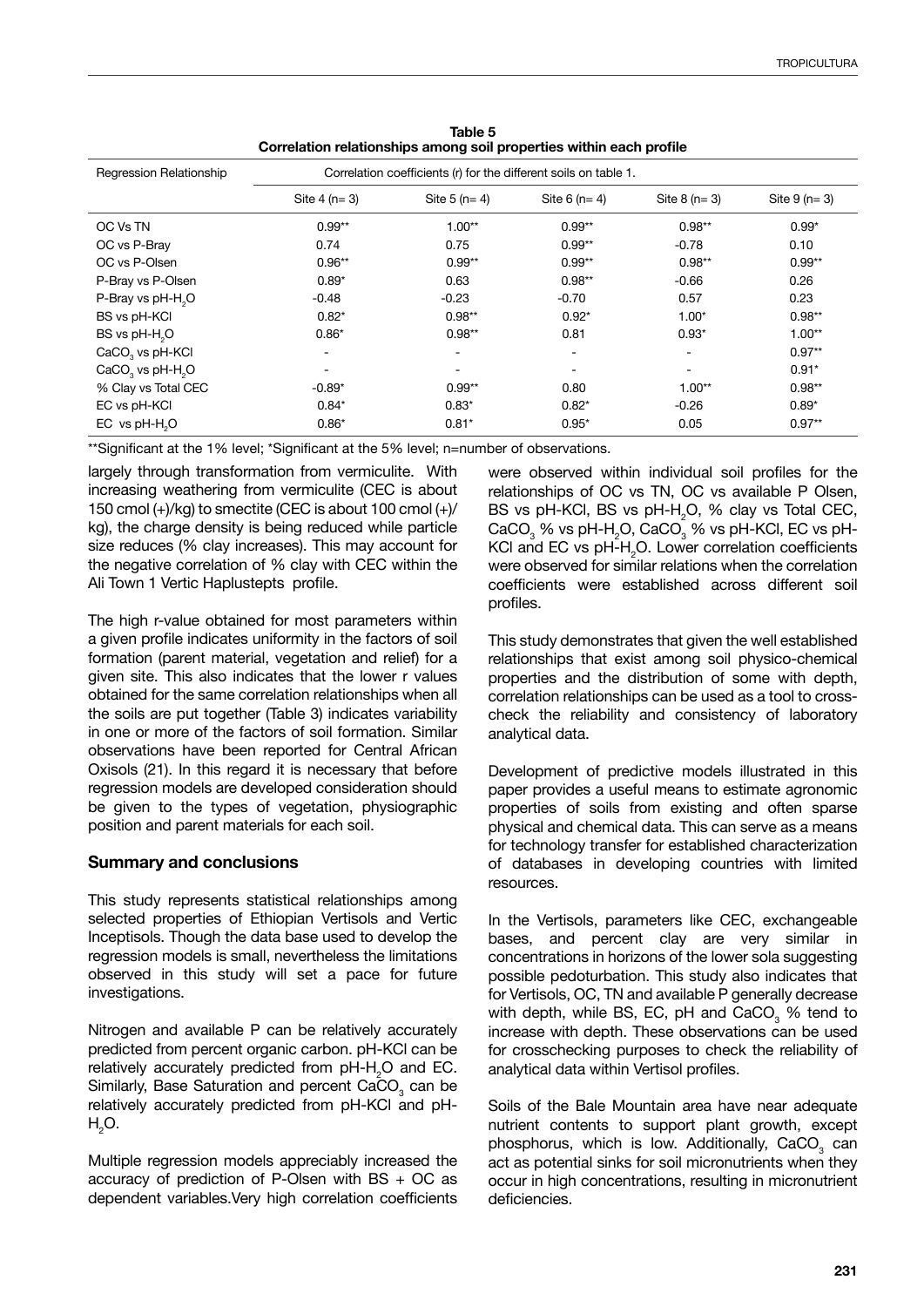**Table 5**
**Correlation relationships among soil properties within each profile**

| Regression Relationship | Correlation coefficients (r) for the different soils on table 1. | | | | |
|---|---|---|---|---|---|
| | Site 4 (n= 3) | Site 5 (n= 4) | Site 6 (n= 4) | Site 8 (n= 3) | Site 9 (n= 3) |
| OC Vs TN | 0.99** | 1.00** | 0.99** | 0.98** | 0.99* |
| OC vs P-Bray | 0.74 | 0.75 | 0.99** | -0.78 | 0.10 |
| OC vs P-Olsen | 0.96** | 0.99** | 0.99** | 0.98** | 0.99** |
| P-Bray vs P-Olsen | 0.89* | 0.63 | 0.98** | -0.66 | 0.26 |
| P-Bray vs pH-$H_2O$ | -0.48 | -0.23 | -0.70 | 0.57 | 0.23 |
| BS vs pH-KCl | 0.82* | 0.98** | 0.92* | 1.00* | 0.98** |
| BS vs pH-$H_2O$ | 0.86* | 0.98** | 0.81 | 0.93* | 1.00** |
| $CaCO_3$ vs pH-KCl | - | - | - | - | 0.97** |
| $CaCO_3$ vs pH-$H_2O$ | - | - | - | - | 0.91* |
| % Clay vs Total CEC | -0.89* | 0.99** | 0.80 | 1.00** | 0.98** |
| EC vs pH-KCl | 0.84* | 0.83* | 0.82* | -0.26 | 0.89* |
| EC vs pH-$H_2O$ | 0.86* | 0.81* | 0.95* | 0.05 | 0.97** |

**Significant at the 1% level; *Significant at the 5% level; n=number of observations.

largely through transformation from vermiculite. With increasing weathering from vermiculite (CEC is about 150 cmol (+)/kg) to smectite (CEC is about 100 cmol (+)/kg), the charge density is being reduced while particle size reduces (% clay increases). This may account for the negative correlation of % clay with CEC within the Ali Town 1 Vertic Haplustepts profile.

The high r-value obtained for most parameters within a given profile indicates uniformity in the factors of soil formation (parent material, vegetation and relief) for a given site. This also indicates that the lower r values obtained for the same correlation relationships when all the soils are put together (Table 3) indicates variability in one or more of the factors of soil formation. Similar observations have been reported for Central African Oxisols (21). In this regard it is necessary that before regression models are developed consideration should be given to the types of vegetation, physiographic position and parent materials for each soil.

## Summary and conclusions

This study represents statistical relationships among selected properties of Ethiopian Vertisols and Vertic Inceptisols. Though the data base used to develop the regression models is small, nevertheless the limitations observed in this study will set a pace for future investigations.

Nitrogen and available P can be relatively accurately predicted from percent organic carbon. pH-KCl can be relatively accurately predicted from pH-$H_2O$ and EC. Similarly, Base Saturation and percent $CaCO_3$ can be relatively accurately predicted from pH-KCl and pH-$H_2O$.

Multiple regression models appreciably increased the accuracy of prediction of P-Olsen with BS + OC as dependent variables.Very high correlation coefficients were observed within individual soil profiles for the relationships of OC vs TN, OC vs available P Olsen, BS vs pH-KCl, BS vs pH-$H_2O$, % clay vs Total CEC, $CaCO_3$ % vs pH-$H_2O$, $CaCO_3$ % vs pH-KCl, EC vs pH-KCl and EC vs pH-$H_2O$. Lower correlation coefficients were observed for similar relations when the correlation coefficients were established across different soil profiles.

This study demonstrates that given the well established relationships that exist among soil physico-chemical properties and the distribution of some with depth, correlation relationships can be used as a tool to cross-check the reliability and consistency of laboratory analytical data.

Development of predictive models illustrated in this paper provides a useful means to estimate agronomic properties of soils from existing and often sparse physical and chemical data. This can serve as a means for technology transfer for established characterization of databases in developing countries with limited resources.

In the Vertisols, parameters like CEC, exchangeable bases, and percent clay are very similar in concentrations in horizons of the lower sola suggesting possible pedoturbation. This study also indicates that for Vertisols, OC, TN and available P generally decrease with depth, while BS, EC, pH and $CaCO_3$ % tend to increase with depth. These observations can be used for crosschecking purposes to check the reliability of analytical data within Vertisol profiles.

Soils of the Bale Mountain area have near adequate nutrient contents to support plant growth, except phosphorus, which is low. Additionally, $CaCO_3$ can act as potential sinks for soil micronutrients when they occur in high concentrations, resulting in micronutrient deficiencies.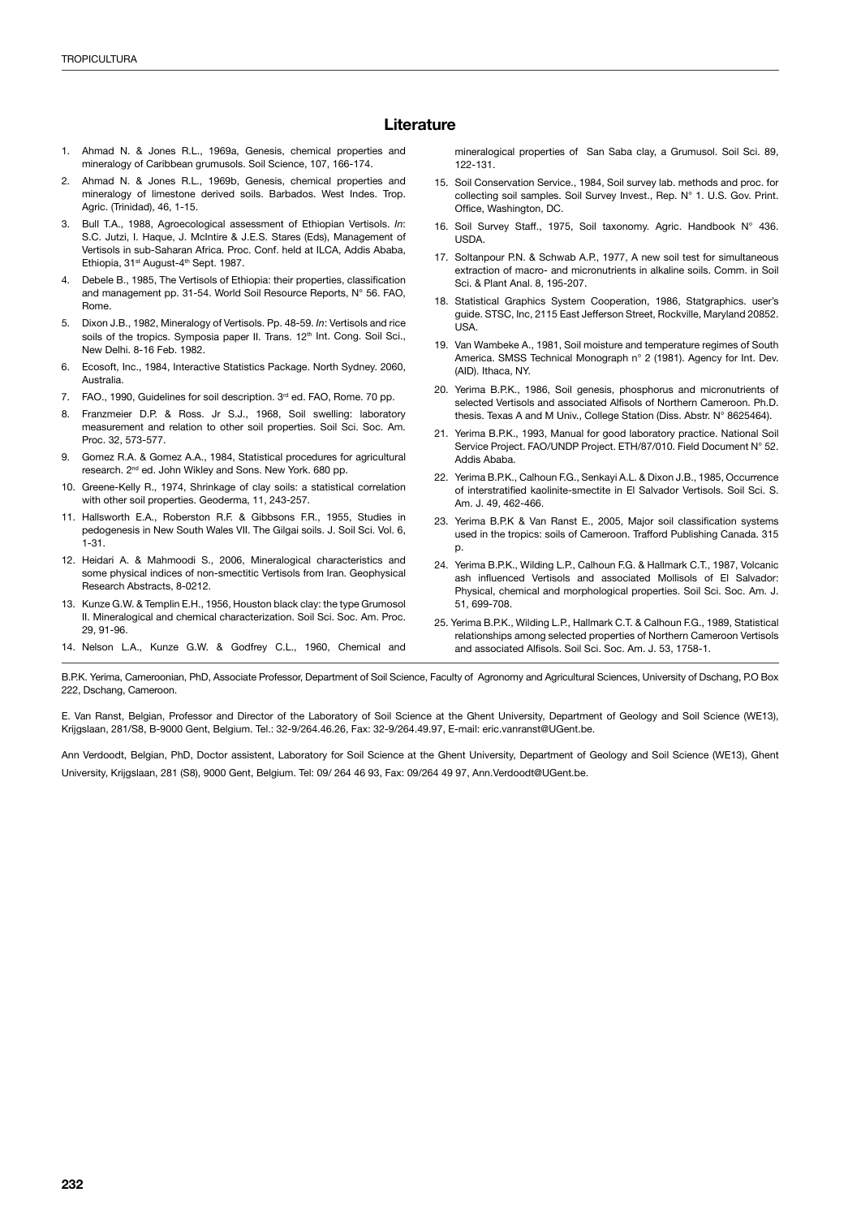## Literature

1. Ahmad N. & Jones R.L., 1969a, Genesis, chemical properties and mineralogy of Caribbean grumusols. Soil Science, 107, 166-174.
2. Ahmad N. & Jones R.L., 1969b, Genesis, chemical properties and mineralogy of limestone derived soils. Barbados. West Indes. Trop. Agric. (Trinidad), 46, 1-15.
3. Bull T.A., 1988, Agroecological assessment of Ethiopian Vertisols. *In*: S.C. Jutzi, I. Haque, J. McIntire & J.E.S. Stares (Eds), Management of Vertisols in sub-Saharan Africa. Proc. Conf. held at ILCA, Addis Ababa, Ethiopia, 31st August-4th Sept. 1987.
4. Debele B., 1985, The Vertisols of Ethiopia: their properties, classification and management pp. 31-54. World Soil Resource Reports, N° 56. FAO, Rome.
5. Dixon J.B., 1982, Mineralogy of Vertisols. Pp. 48-59. *In*: Vertisols and rice soils of the tropics. Symposia paper II. Trans. 12th Int. Cong. Soil Sci., New Delhi. 8-16 Feb. 1982.
6. Ecosoft, Inc., 1984, Interactive Statistics Package. North Sydney. 2060, Australia.
7. FAO., 1990, Guidelines for soil description. 3rd ed. FAO, Rome. 70 pp.
8. Franzmeier D.P. & Ross. Jr S.J., 1968, Soil swelling: laboratory measurement and relation to other soil properties. Soil Sci. Soc. Am. Proc. 32, 573-577.
9. Gomez R.A. & Gomez A.A., 1984, Statistical procedures for agricultural research. 2nd ed. John Wikley and Sons. New York. 680 pp.
10. Greene-Kelly R., 1974, Shrinkage of clay soils: a statistical correlation with other soil properties. Geoderma, 11, 243-257.
11. Hallsworth E.A., Roberston R.F. & Gibbsons F.R., 1955, Studies in pedogenesis in New South Wales VII. The Gilgai soils. J. Soil Sci. Vol. 6, 1-31.
12. Heidari A. & Mahmoodi S., 2006, Mineralogical characteristics and some physical indices of non-smectitic Vertisols from Iran. Geophysical Research Abstracts, 8-0212.
13. Kunze G.W. & Templin E.H., 1956, Houston black clay: the type Grumosol II. Mineralogical and chemical characterization. Soil Sci. Soc. Am. Proc. 29, 91-96.
14. Nelson L.A., Kunze G.W. & Godfrey C.L., 1960, Chemical and mineralogical properties of San Saba clay, a Grumusol. Soil Sci. 89, 122-131.
15. Soil Conservation Service., 1984, Soil survey lab. methods and proc. for collecting soil samples. Soil Survey Invest., Rep. N° 1. U.S. Gov. Print. Office, Washington, DC.
16. Soil Survey Staff., 1975, Soil taxonomy. Agric. Handbook N° 436. USDA.
17. Soltanpour P.N. & Schwab A.P., 1977, A new soil test for simultaneous extraction of macro- and micronutrients in alkaline soils. Comm. in Soil Sci. & Plant Anal. 8, 195-207.
18. Statistical Graphics System Cooperation, 1986, Statgraphics. user's guide. STSC, Inc, 2115 East Jefferson Street, Rockville, Maryland 20852. USA.
19. Van Wambeke A., 1981, Soil moisture and temperature regimes of South America. SMSS Technical Monograph n° 2 (1981). Agency for Int. Dev. (AID). Ithaca, NY.
20. Yerima B.P.K., 1986, Soil genesis, phosphorus and micronutrients of selected Vertisols and associated Alfisols of Northern Cameroon. Ph.D. thesis. Texas A and M Univ., College Station (Diss. Abstr. N° 8625464).
21. Yerima B.P.K., 1993, Manual for good laboratory practice. National Soil Service Project. FAO/UNDP Project. ETH/87/010. Field Document N° 52. Addis Ababa.
22. Yerima B.P.K., Calhoun F.G., Senkayi A.L. & Dixon J.B., 1985, Occurrence of interstratified kaolinite-smectite in El Salvador Vertisols. Soil Sci. S. Am. J. 49, 462-466.
23. Yerima B.P.K & Van Ranst E., 2005, Major soil classification systems used in the tropics: soils of Cameroon. Trafford Publishing Canada. 315 p.
24. Yerima B.P.K., Wilding L.P., Calhoun F.G. & Hallmark C.T., 1987, Volcanic ash influenced Vertisols and associated Mollisols of El Salvador: Physical, chemical and morphological properties. Soil Sci. Soc. Am. J. 51, 699-708.
25. Yerima B.P.K., Wilding L.P., Hallmark C.T. & Calhoun F.G., 1989, Statistical relationships among selected properties of Northern Cameroon Vertisols and associated Alfisols. Soil Sci. Soc. Am. J. 53, 1758-1.

B.P.K. Yerima, Cameroonian, PhD, Associate Professor, Department of Soil Science, Faculty of Agronomy and Agricultural Sciences, University of Dschang, P.O Box 222, Dschang, Cameroon.

E. Van Ranst, Belgian, Professor and Director of the Laboratory of Soil Science at the Ghent University, Department of Geology and Soil Science (WE13), Krijgslaan, 281/S8, B-9000 Gent, Belgium. Tel.: 32-9/264.46.26, Fax: 32-9/264.49.97, E-mail: eric.vanranst@UGent.be.

Ann Verdoodt, Belgian, PhD, Doctor assistent, Laboratory for Soil Science at the Ghent University, Department of Geology and Soil Science (WE13), Ghent University, Krijgslaan, 281 (S8), 9000 Gent, Belgium. Tel: 09/ 264 46 93, Fax: 09/264 49 97, Ann.Verdoodt@UGent.be.